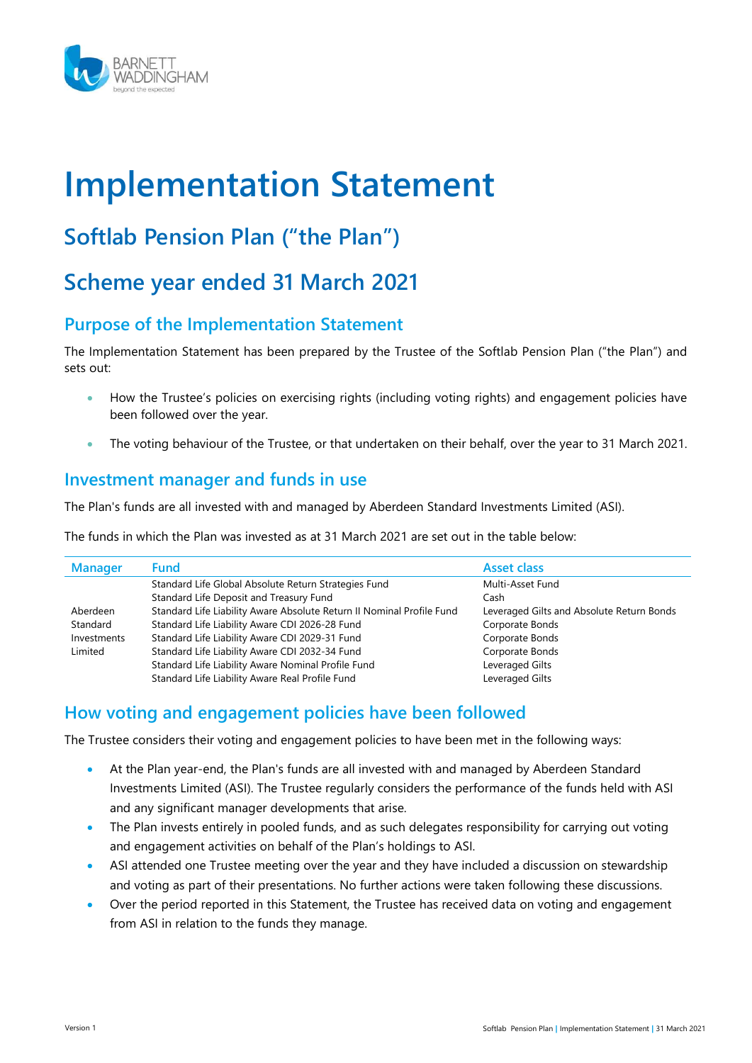# Implementation Statement

## Softlab Pension Plan ("the Plan")

## Scheme year ended 31 March 2021

### Purpose of the Implementation Statement

The Implementation Statement has been prepared by the Trustee of the Softlab Pension Plan ("the Plan") and sets out:

- How the Trustee's policies on exercising rights (including voting rights) and engagement policies have been followed over the year.
- The voting behaviour of the Trustee, or that undertaken on their behalf, over the year to 31 March 2021.

### Investment manager and funds in use

The Plan's funds are all invested with and managed by Aberdeen Standard Investments Limited (ASI).

The funds in which the Plan was invested as at 31 March 2021 are set out in the table below:

| Manager | Fund | Asset class |
|---|---|---|
| Aberdeen Standard Investments Limited | Standard Life Global Absolute Return Strategies Fund | Multi-Asset Fund |
| | Standard Life Deposit and Treasury Fund | Cash |
| | Standard Life Liability Aware Absolute Return II Nominal Profile Fund | Leveraged Gilts and Absolute Return Bonds |
| | Standard Life Liability Aware CDI 2026-28 Fund | Corporate Bonds |
| | Standard Life Liability Aware CDI 2029-31 Fund | Corporate Bonds |
| | Standard Life Liability Aware CDI 2032-34 Fund | Corporate Bonds |
| | Standard Life Liability Aware Nominal Profile Fund | Leveraged Gilts |
| | Standard Life Liability Aware Real Profile Fund | Leveraged Gilts |

### How voting and engagement policies have been followed

The Trustee considers their voting and engagement policies to have been met in the following ways:

- At the Plan year-end, the Plan's funds are all invested with and managed by Aberdeen Standard Investments Limited (ASI). The Trustee regularly considers the performance of the funds held with ASI and any significant manager developments that arise.
- The Plan invests entirely in pooled funds, and as such delegates responsibility for carrying out voting and engagement activities on behalf of the Plan's holdings to ASI.
- ASI attended one Trustee meeting over the year and they have included a discussion on stewardship and voting as part of their presentations. No further actions were taken following these discussions.
- Over the period reported in this Statement, the Trustee has received data on voting and engagement from ASI in relation to the funds they manage.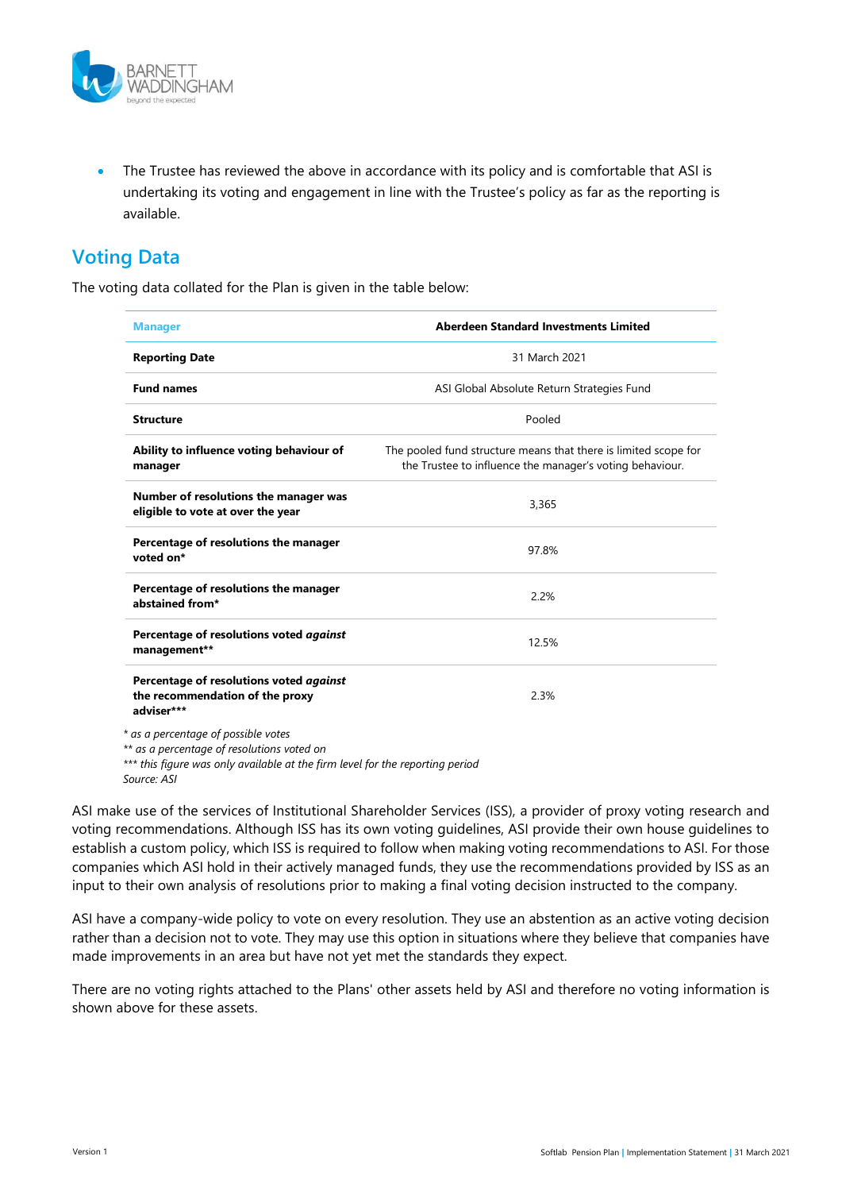- The Trustee has reviewed the above in accordance with its policy and is comfortable that ASI is undertaking its voting and engagement in line with the Trustee's policy as far as the reporting is available.

## Voting Data

The voting data collated for the Plan is given in the table below:

| Manager | Aberdeen Standard Investments Limited |
|---|---|
| **Reporting Date** | 31 March 2021 |
| **Fund names** | ASI Global Absolute Return Strategies Fund |
| **Structure** | Pooled |
| **Ability to influence voting behaviour of manager** | The pooled fund structure means that there is limited scope for the Trustee to influence the manager's voting behaviour. |
| **Number of resolutions the manager was eligible to vote at over the year** | 3,365 |
| **Percentage of resolutions the manager voted on*** | 97.8% |
| **Percentage of resolutions the manager abstained from*** | 2.2% |
| **Percentage of resolutions voted *against* management**** | 12.5% |
| **Percentage of resolutions voted *against* the recommendation of the proxy adviser***** | 2.3% |

*\* as a percentage of possible votes*
*\*\* as a percentage of resolutions voted on*
*\*\*\* this figure was only available at the firm level for the reporting period*
*Source: ASI*

ASI make use of the services of Institutional Shareholder Services (ISS), a provider of proxy voting research and voting recommendations. Although ISS has its own voting guidelines, ASI provide their own house guidelines to establish a custom policy, which ISS is required to follow when making voting recommendations to ASI. For those companies which ASI hold in their actively managed funds, they use the recommendations provided by ISS as an input to their own analysis of resolutions prior to making a final voting decision instructed to the company.

ASI have a company-wide policy to vote on every resolution. They use an abstention as an active voting decision rather than a decision not to vote. They may use this option in situations where they believe that companies have made improvements in an area but have not yet met the standards they expect.

There are no voting rights attached to the Plans' other assets held by ASI and therefore no voting information is shown above for these assets.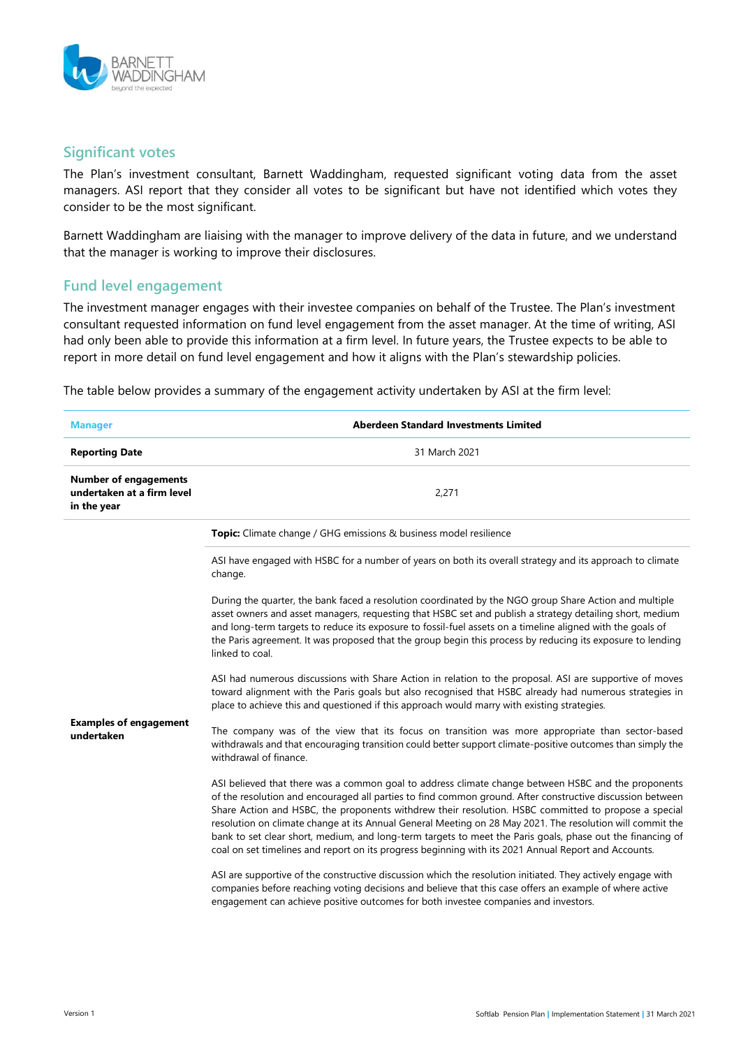## Significant votes

The Plan's investment consultant, Barnett Waddingham, requested significant voting data from the asset managers. ASI report that they consider all votes to be significant but have not identified which votes they consider to be the most significant.

Barnett Waddingham are liaising with the manager to improve delivery of the data in future, and we understand that the manager is working to improve their disclosures.

## Fund level engagement

The investment manager engages with their investee companies on behalf of the Trustee. The Plan's investment consultant requested information on fund level engagement from the asset manager. At the time of writing, ASI had only been able to provide this information at a firm level. In future years, the Trustee expects to be able to report in more detail on fund level engagement and how it aligns with the Plan's stewardship policies.

The table below provides a summary of the engagement activity undertaken by ASI at the firm level:

| Manager | Aberdeen Standard Investments Limited |
|---|---|
| **Reporting Date** | 31 March 2021 |
| **Number of engagements undertaken at a firm level in the year** | 2,271 |
| **Examples of engagement undertaken** | **Topic:** Climate change / GHG emissions & business model resilience<br><br>ASI have engaged with HSBC for a number of years on both its overall strategy and its approach to climate change.<br><br>During the quarter, the bank faced a resolution coordinated by the NGO group Share Action and multiple asset owners and asset managers, requesting that HSBC set and publish a strategy detailing short, medium and long-term targets to reduce its exposure to fossil-fuel assets on a timeline aligned with the goals of the Paris agreement. It was proposed that the group begin this process by reducing its exposure to lending linked to coal.<br><br>ASI had numerous discussions with Share Action in relation to the proposal. ASI are supportive of moves toward alignment with the Paris goals but also recognised that HSBC already had numerous strategies in place to achieve this and questioned if this approach would marry with existing strategies.<br><br>The company was of the view that its focus on transition was more appropriate than sector-based withdrawals and that encouraging transition could better support climate-positive outcomes than simply the withdrawal of finance.<br><br>ASI believed that there was a common goal to address climate change between HSBC and the proponents of the resolution and encouraged all parties to find common ground. After constructive discussion between Share Action and HSBC, the proponents withdrew their resolution. HSBC committed to propose a special resolution on climate change at its Annual General Meeting on 28 May 2021. The resolution will commit the bank to set clear short, medium, and long-term targets to meet the Paris goals, phase out the financing of coal on set timelines and report on its progress beginning with its 2021 Annual Report and Accounts.<br><br>ASI are supportive of the constructive discussion which the resolution initiated. They actively engage with companies before reaching voting decisions and believe that this case offers an example of where active engagement can achieve positive outcomes for both investee companies and investors. |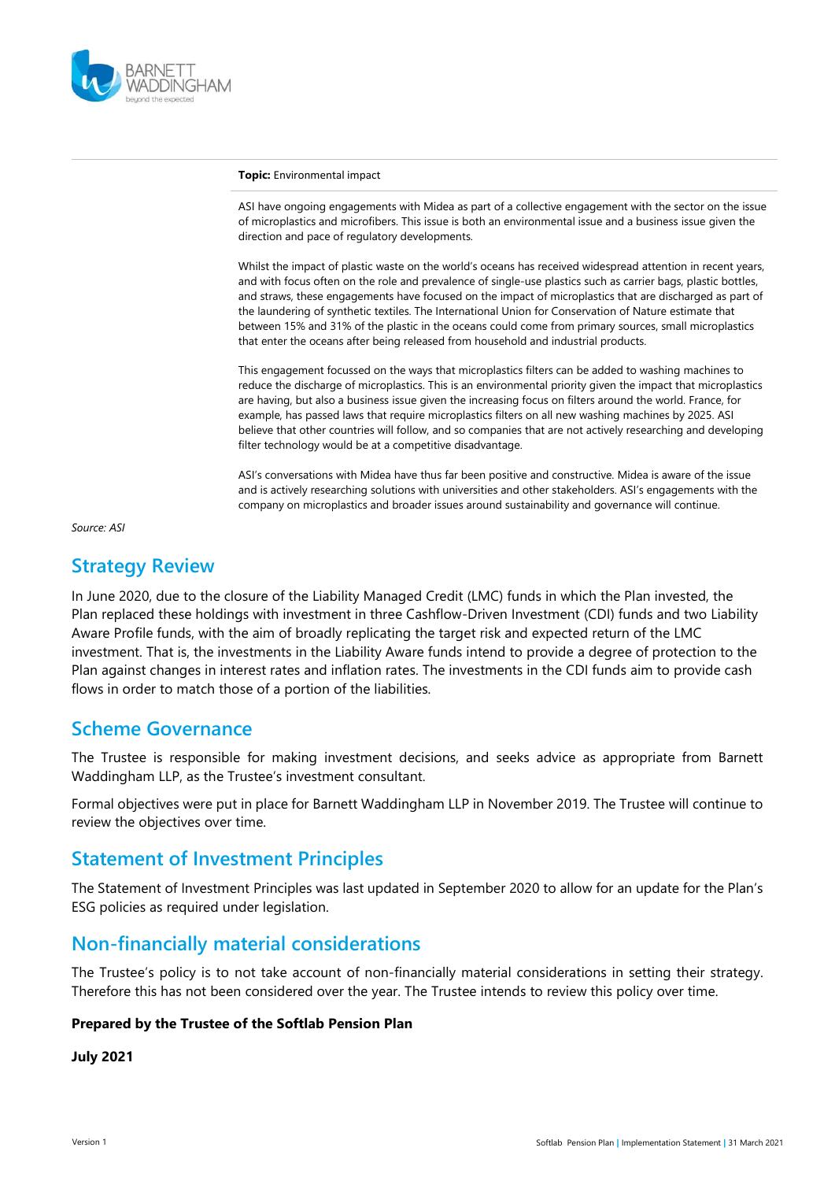**Topic:** Environmental impact

ASI have ongoing engagements with Midea as part of a collective engagement with the sector on the issue of microplastics and microfibers. This issue is both an environmental issue and a business issue given the direction and pace of regulatory developments.

Whilst the impact of plastic waste on the world's oceans has received widespread attention in recent years, and with focus often on the role and prevalence of single-use plastics such as carrier bags, plastic bottles, and straws, these engagements have focused on the impact of microplastics that are discharged as part of the laundering of synthetic textiles. The International Union for Conservation of Nature estimate that between 15% and 31% of the plastic in the oceans could come from primary sources, small microplastics that enter the oceans after being released from household and industrial products.

This engagement focussed on the ways that microplastics filters can be added to washing machines to reduce the discharge of microplastics. This is an environmental priority given the impact that microplastics are having, but also a business issue given the increasing focus on filters around the world. France, for example, has passed laws that require microplastics filters on all new washing machines by 2025. ASI believe that other countries will follow, and so companies that are not actively researching and developing filter technology would be at a competitive disadvantage.

ASI's conversations with Midea have thus far been positive and constructive. Midea is aware of the issue and is actively researching solutions with universities and other stakeholders. ASI's engagements with the company on microplastics and broader issues around sustainability and governance will continue.

*Source: ASI*

## Strategy Review

In June 2020, due to the closure of the Liability Managed Credit (LMC) funds in which the Plan invested, the Plan replaced these holdings with investment in three Cashflow-Driven Investment (CDI) funds and two Liability Aware Profile funds, with the aim of broadly replicating the target risk and expected return of the LMC investment. That is, the investments in the Liability Aware funds intend to provide a degree of protection to the Plan against changes in interest rates and inflation rates. The investments in the CDI funds aim to provide cash flows in order to match those of a portion of the liabilities.

## Scheme Governance

The Trustee is responsible for making investment decisions, and seeks advice as appropriate from Barnett Waddingham LLP, as the Trustee's investment consultant.

Formal objectives were put in place for Barnett Waddingham LLP in November 2019. The Trustee will continue to review the objectives over time.

## Statement of Investment Principles

The Statement of Investment Principles was last updated in September 2020 to allow for an update for the Plan's ESG policies as required under legislation.

## Non-financially material considerations

The Trustee's policy is to not take account of non-financially material considerations in setting their strategy. Therefore this has not been considered over the year. The Trustee intends to review this policy over time.

**Prepared by the Trustee of the Softlab Pension Plan**

**July 2021**